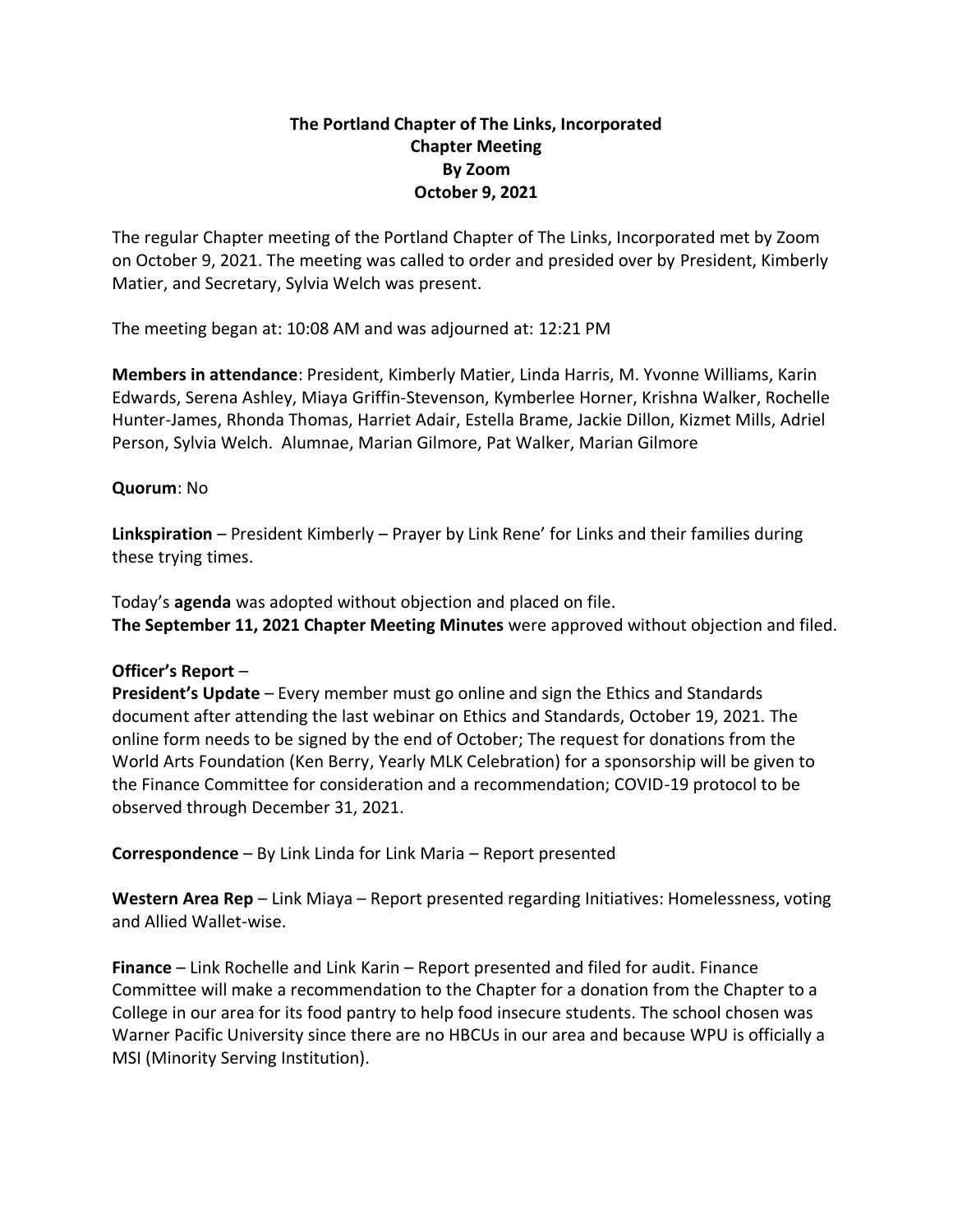**The Portland Chapter of The Links, Incorporated**
**Chapter Meeting**
**By Zoom**
**October 9, 2021**

The regular Chapter meeting of the Portland Chapter of The Links, Incorporated met by Zoom on October 9, 2021. The meeting was called to order and presided over by President, Kimberly Matier, and Secretary, Sylvia Welch was present.

The meeting began at: 10:08 AM and was adjourned at: 12:21 PM

**Members in attendance**: President, Kimberly Matier, Linda Harris, M. Yvonne Williams, Karin Edwards, Serena Ashley, Miaya Griffin-Stevenson, Kymberlee Horner, Krishna Walker, Rochelle Hunter-James, Rhonda Thomas, Harriet Adair, Estella Brame, Jackie Dillon, Kizmet Mills, Adriel Person, Sylvia Welch. Alumnae, Marian Gilmore, Pat Walker, Marian Gilmore

**Quorum**: No

**Linkspiration** – President Kimberly – Prayer by Link Rene' for Links and their families during these trying times.

Today's **agenda** was adopted without objection and placed on file.
**The September 11, 2021 Chapter Meeting Minutes** were approved without objection and filed.

**Officer's Report** –
**President's Update** – Every member must go online and sign the Ethics and Standards document after attending the last webinar on Ethics and Standards, October 19, 2021. The online form needs to be signed by the end of October; The request for donations from the World Arts Foundation (Ken Berry, Yearly MLK Celebration) for a sponsorship will be given to the Finance Committee for consideration and a recommendation; COVID-19 protocol to be observed through December 31, 2021.

**Correspondence** – By Link Linda for Link Maria – Report presented

**Western Area Rep** – Link Miaya – Report presented regarding Initiatives: Homelessness, voting and Allied Wallet-wise.

**Finance** – Link Rochelle and Link Karin – Report presented and filed for audit. Finance Committee will make a recommendation to the Chapter for a donation from the Chapter to a College in our area for its food pantry to help food insecure students. The school chosen was Warner Pacific University since there are no HBCUs in our area and because WPU is officially a MSI (Minority Serving Institution).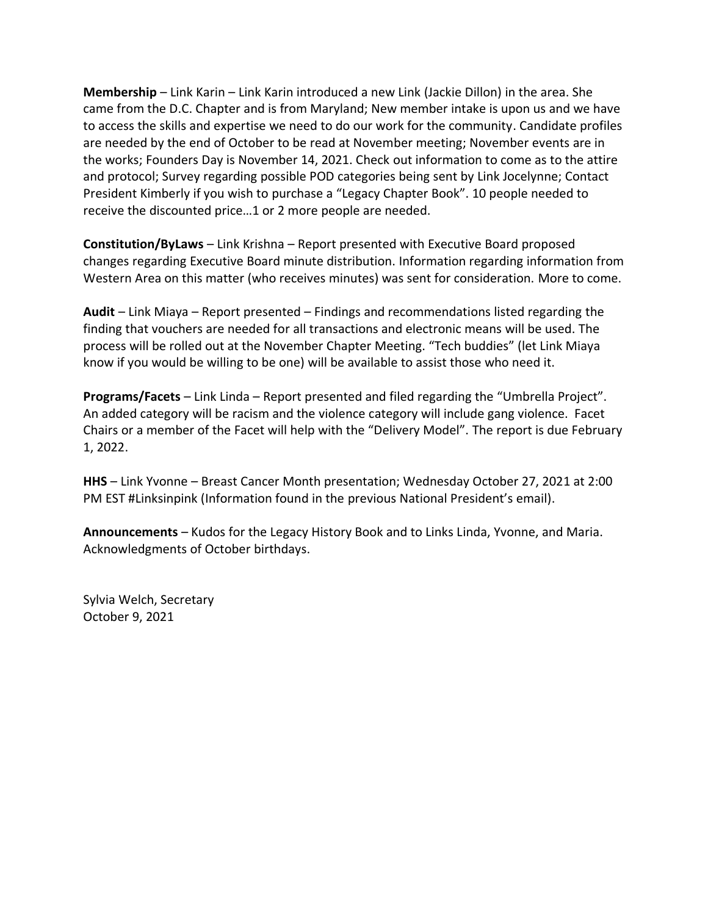**Membership** – Link Karin – Link Karin introduced a new Link (Jackie Dillon) in the area. She came from the D.C. Chapter and is from Maryland; New member intake is upon us and we have to access the skills and expertise we need to do our work for the community. Candidate profiles are needed by the end of October to be read at November meeting; November events are in the works; Founders Day is November 14, 2021. Check out information to come as to the attire and protocol; Survey regarding possible POD categories being sent by Link Jocelynne; Contact President Kimberly if you wish to purchase a "Legacy Chapter Book". 10 people needed to receive the discounted price…1 or 2 more people are needed.

**Constitution/ByLaws** – Link Krishna – Report presented with Executive Board proposed changes regarding Executive Board minute distribution. Information regarding information from Western Area on this matter (who receives minutes) was sent for consideration. More to come.

**Audit** – Link Miaya – Report presented – Findings and recommendations listed regarding the finding that vouchers are needed for all transactions and electronic means will be used. The process will be rolled out at the November Chapter Meeting. "Tech buddies" (let Link Miaya know if you would be willing to be one) will be available to assist those who need it.

**Programs/Facets** – Link Linda – Report presented and filed regarding the "Umbrella Project". An added category will be racism and the violence category will include gang violence. Facet Chairs or a member of the Facet will help with the "Delivery Model". The report is due February 1, 2022.

**HHS** – Link Yvonne – Breast Cancer Month presentation; Wednesday October 27, 2021 at 2:00 PM EST #Linksinpink (Information found in the previous National President's email).

**Announcements** – Kudos for the Legacy History Book and to Links Linda, Yvonne, and Maria. Acknowledgments of October birthdays.

Sylvia Welch, Secretary
October 9, 2021